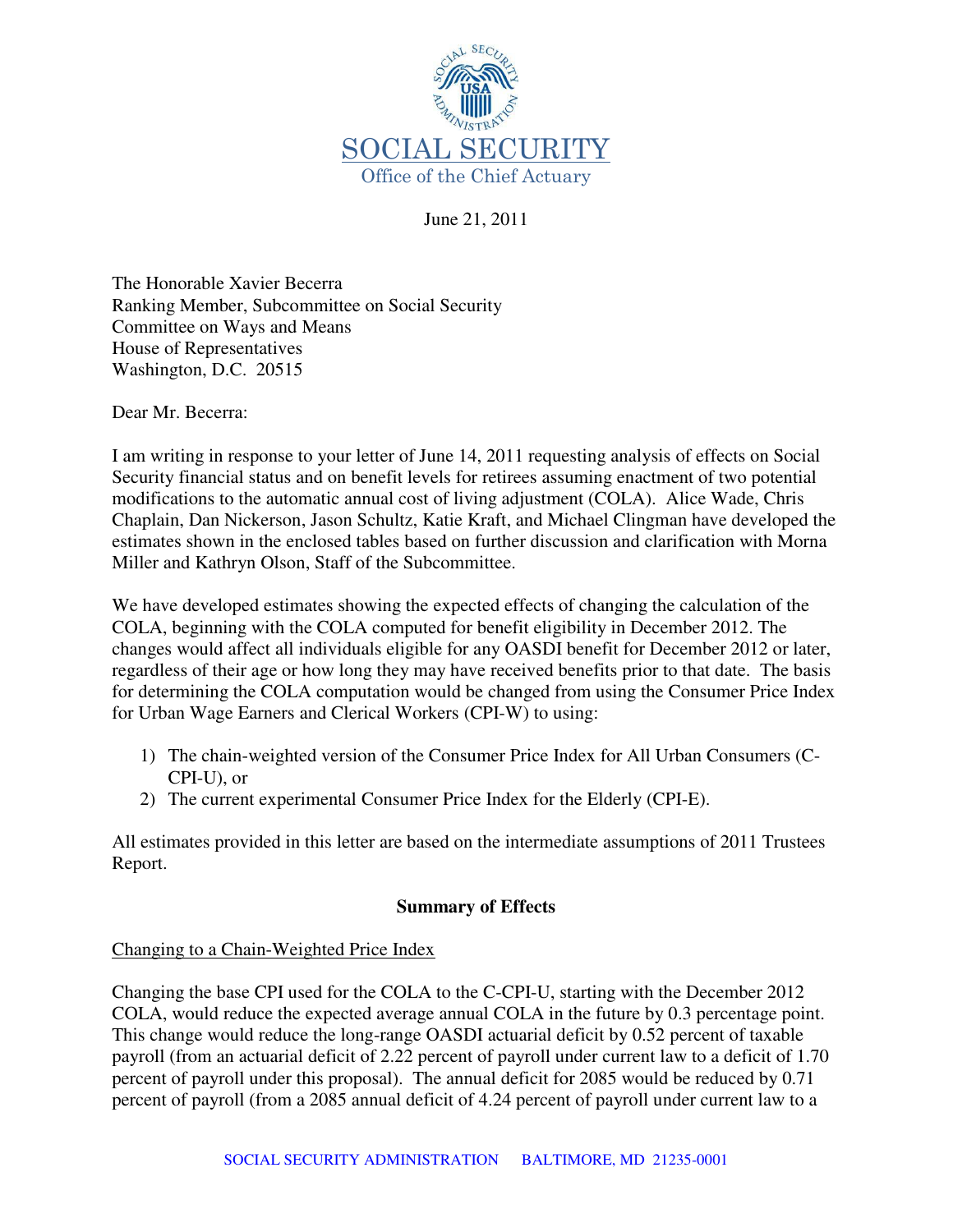# SOCIAL SECURITY

Office of the Chief Actuary

June 21, 2011

The Honorable Xavier Becerra
Ranking Member, Subcommittee on Social Security
Committee on Ways and Means
House of Representatives
Washington, D.C. 20515

Dear Mr. Becerra:

I am writing in response to your letter of June 14, 2011 requesting analysis of effects on Social Security financial status and on benefit levels for retirees assuming enactment of two potential modifications to the automatic annual cost of living adjustment (COLA). Alice Wade, Chris Chaplain, Dan Nickerson, Jason Schultz, Katie Kraft, and Michael Clingman have developed the estimates shown in the enclosed tables based on further discussion and clarification with Morna Miller and Kathryn Olson, Staff of the Subcommittee.

We have developed estimates showing the expected effects of changing the calculation of the COLA, beginning with the COLA computed for benefit eligibility in December 2012. The changes would affect all individuals eligible for any OASDI benefit for December 2012 or later, regardless of their age or how long they may have received benefits prior to that date. The basis for determining the COLA computation would be changed from using the Consumer Price Index for Urban Wage Earners and Clerical Workers (CPI-W) to using:

1) The chain-weighted version of the Consumer Price Index for All Urban Consumers (C-CPI-U), or
2) The current experimental Consumer Price Index for the Elderly (CPI-E).

All estimates provided in this letter are based on the intermediate assumptions of 2011 Trustees Report.

## Summary of Effects

### Changing to a Chain-Weighted Price Index

Changing the base CPI used for the COLA to the C-CPI-U, starting with the December 2012 COLA, would reduce the expected average annual COLA in the future by 0.3 percentage point. This change would reduce the long-range OASDI actuarial deficit by 0.52 percent of taxable payroll (from an actuarial deficit of 2.22 percent of payroll under current law to a deficit of 1.70 percent of payroll under this proposal). The annual deficit for 2085 would be reduced by 0.71 percent of payroll (from a 2085 annual deficit of 4.24 percent of payroll under current law to a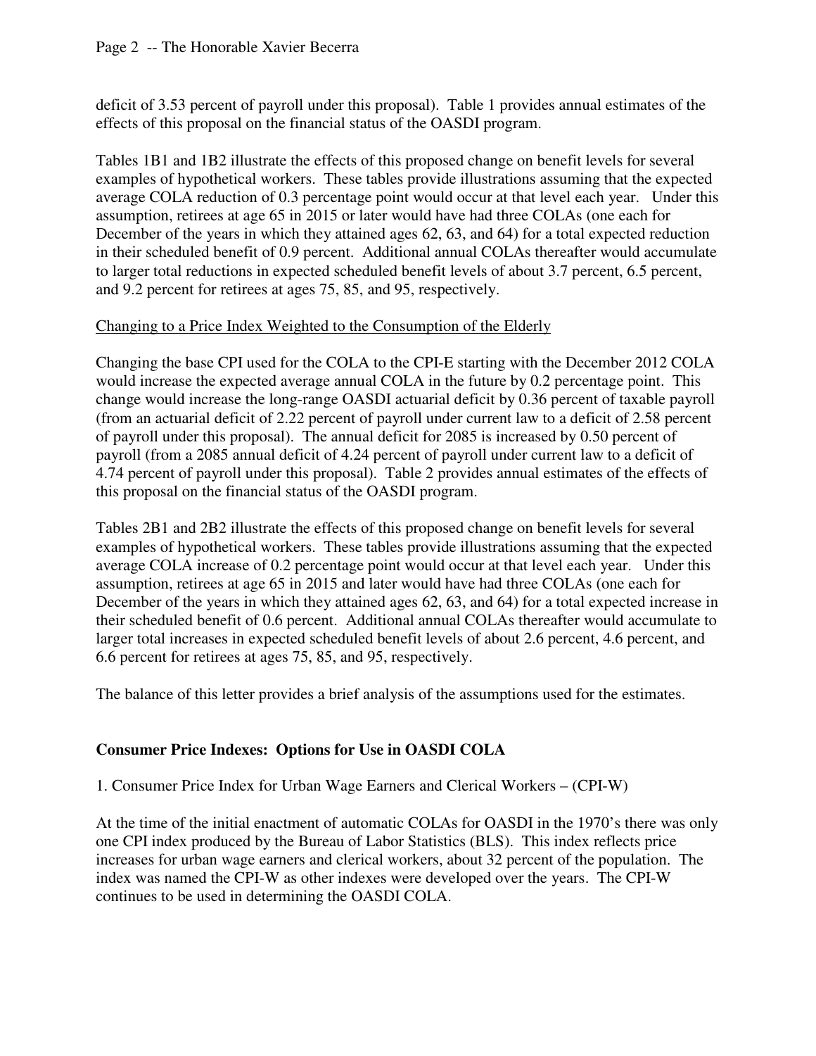deficit of 3.53 percent of payroll under this proposal). Table 1 provides annual estimates of the effects of this proposal on the financial status of the OASDI program.

Tables 1B1 and 1B2 illustrate the effects of this proposed change on benefit levels for several examples of hypothetical workers. These tables provide illustrations assuming that the expected average COLA reduction of 0.3 percentage point would occur at that level each year. Under this assumption, retirees at age 65 in 2015 or later would have had three COLAs (one each for December of the years in which they attained ages 62, 63, and 64) for a total expected reduction in their scheduled benefit of 0.9 percent. Additional annual COLAs thereafter would accumulate to larger total reductions in expected scheduled benefit levels of about 3.7 percent, 6.5 percent, and 9.2 percent for retirees at ages 75, 85, and 95, respectively.

Changing to a Price Index Weighted to the Consumption of the Elderly

Changing the base CPI used for the COLA to the CPI-E starting with the December 2012 COLA would increase the expected average annual COLA in the future by 0.2 percentage point. This change would increase the long-range OASDI actuarial deficit by 0.36 percent of taxable payroll (from an actuarial deficit of 2.22 percent of payroll under current law to a deficit of 2.58 percent of payroll under this proposal). The annual deficit for 2085 is increased by 0.50 percent of payroll (from a 2085 annual deficit of 4.24 percent of payroll under current law to a deficit of 4.74 percent of payroll under this proposal). Table 2 provides annual estimates of the effects of this proposal on the financial status of the OASDI program.

Tables 2B1 and 2B2 illustrate the effects of this proposed change on benefit levels for several examples of hypothetical workers. These tables provide illustrations assuming that the expected average COLA increase of 0.2 percentage point would occur at that level each year. Under this assumption, retirees at age 65 in 2015 and later would have had three COLAs (one each for December of the years in which they attained ages 62, 63, and 64) for a total expected increase in their scheduled benefit of 0.6 percent. Additional annual COLAs thereafter would accumulate to larger total increases in expected scheduled benefit levels of about 2.6 percent, 4.6 percent, and 6.6 percent for retirees at ages 75, 85, and 95, respectively.

The balance of this letter provides a brief analysis of the assumptions used for the estimates.

## Consumer Price Indexes: Options for Use in OASDI COLA

1. Consumer Price Index for Urban Wage Earners and Clerical Workers – (CPI-W)

At the time of the initial enactment of automatic COLAs for OASDI in the 1970's there was only one CPI index produced by the Bureau of Labor Statistics (BLS). This index reflects price increases for urban wage earners and clerical workers, about 32 percent of the population. The index was named the CPI-W as other indexes were developed over the years. The CPI-W continues to be used in determining the OASDI COLA.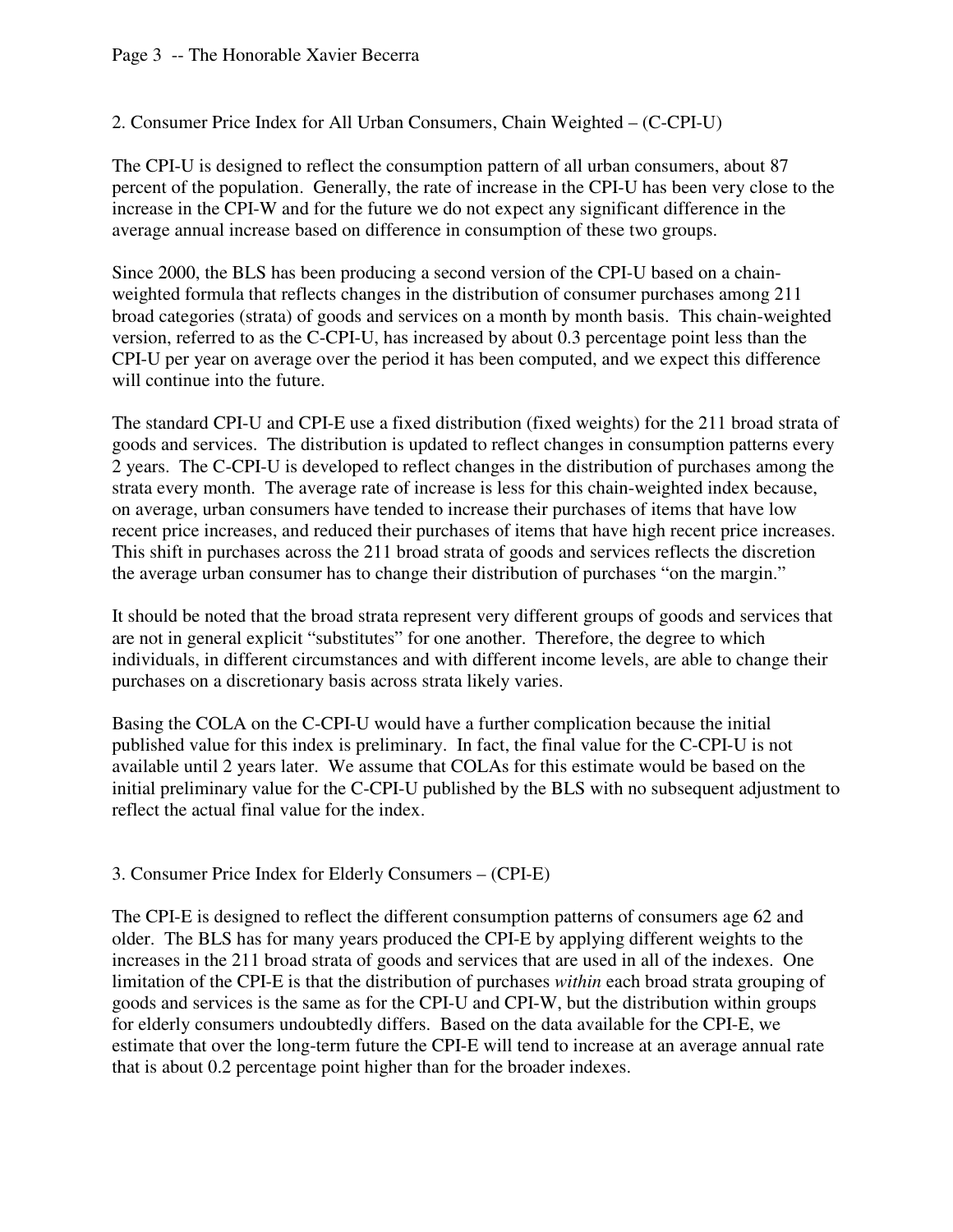## 2. Consumer Price Index for All Urban Consumers, Chain Weighted – (C-CPI-U)

The CPI-U is designed to reflect the consumption pattern of all urban consumers, about 87 percent of the population. Generally, the rate of increase in the CPI-U has been very close to the increase in the CPI-W and for the future we do not expect any significant difference in the average annual increase based on difference in consumption of these two groups.

Since 2000, the BLS has been producing a second version of the CPI-U based on a chain-weighted formula that reflects changes in the distribution of consumer purchases among 211 broad categories (strata) of goods and services on a month by month basis. This chain-weighted version, referred to as the C-CPI-U, has increased by about 0.3 percentage point less than the CPI-U per year on average over the period it has been computed, and we expect this difference will continue into the future.

The standard CPI-U and CPI-E use a fixed distribution (fixed weights) for the 211 broad strata of goods and services. The distribution is updated to reflect changes in consumption patterns every 2 years. The C-CPI-U is developed to reflect changes in the distribution of purchases among the strata every month. The average rate of increase is less for this chain-weighted index because, on average, urban consumers have tended to increase their purchases of items that have low recent price increases, and reduced their purchases of items that have high recent price increases. This shift in purchases across the 211 broad strata of goods and services reflects the discretion the average urban consumer has to change their distribution of purchases "on the margin."

It should be noted that the broad strata represent very different groups of goods and services that are not in general explicit "substitutes" for one another. Therefore, the degree to which individuals, in different circumstances and with different income levels, are able to change their purchases on a discretionary basis across strata likely varies.

Basing the COLA on the C-CPI-U would have a further complication because the initial published value for this index is preliminary. In fact, the final value for the C-CPI-U is not available until 2 years later. We assume that COLAs for this estimate would be based on the initial preliminary value for the C-CPI-U published by the BLS with no subsequent adjustment to reflect the actual final value for the index.

## 3. Consumer Price Index for Elderly Consumers – (CPI-E)

The CPI-E is designed to reflect the different consumption patterns of consumers age 62 and older. The BLS has for many years produced the CPI-E by applying different weights to the increases in the 211 broad strata of goods and services that are used in all of the indexes. One limitation of the CPI-E is that the distribution of purchases *within* each broad strata grouping of goods and services is the same as for the CPI-U and CPI-W, but the distribution within groups for elderly consumers undoubtedly differs. Based on the data available for the CPI-E, we estimate that over the long-term future the CPI-E will tend to increase at an average annual rate that is about 0.2 percentage point higher than for the broader indexes.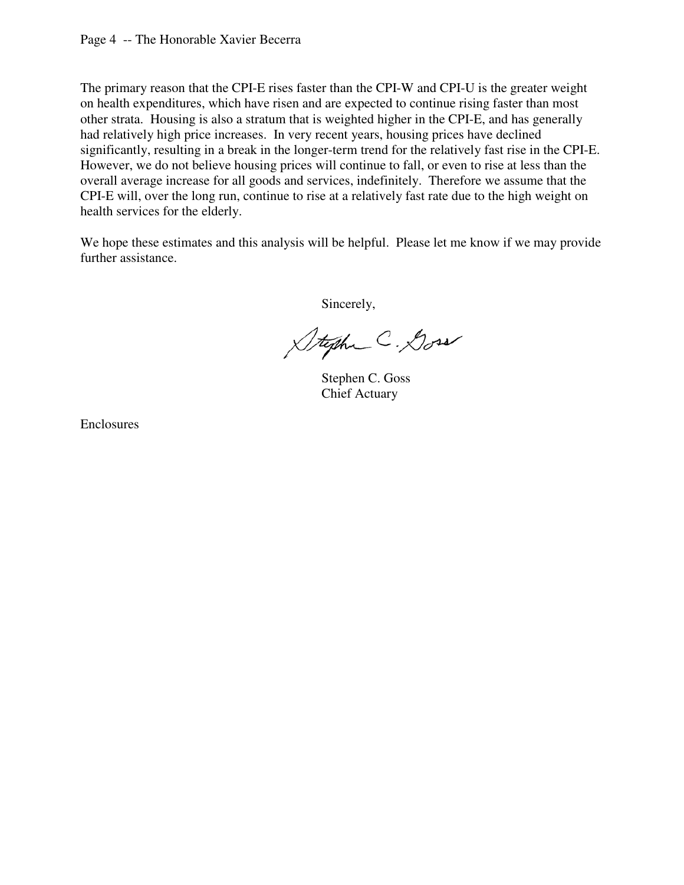The primary reason that the CPI-E rises faster than the CPI-W and CPI-U is the greater weight on health expenditures, which have risen and are expected to continue rising faster than most other strata. Housing is also a stratum that is weighted higher in the CPI-E, and has generally had relatively high price increases. In very recent years, housing prices have declined significantly, resulting in a break in the longer-term trend for the relatively fast rise in the CPI-E. However, we do not believe housing prices will continue to fall, or even to rise at less than the overall average increase for all goods and services, indefinitely. Therefore we assume that the CPI-E will, over the long run, continue to rise at a relatively fast rate due to the high weight on health services for the elderly.

We hope these estimates and this analysis will be helpful. Please let me know if we may provide further assistance.

Sincerely,

Stephen C. Goss

Stephen C. Goss  
Chief Actuary

Enclosures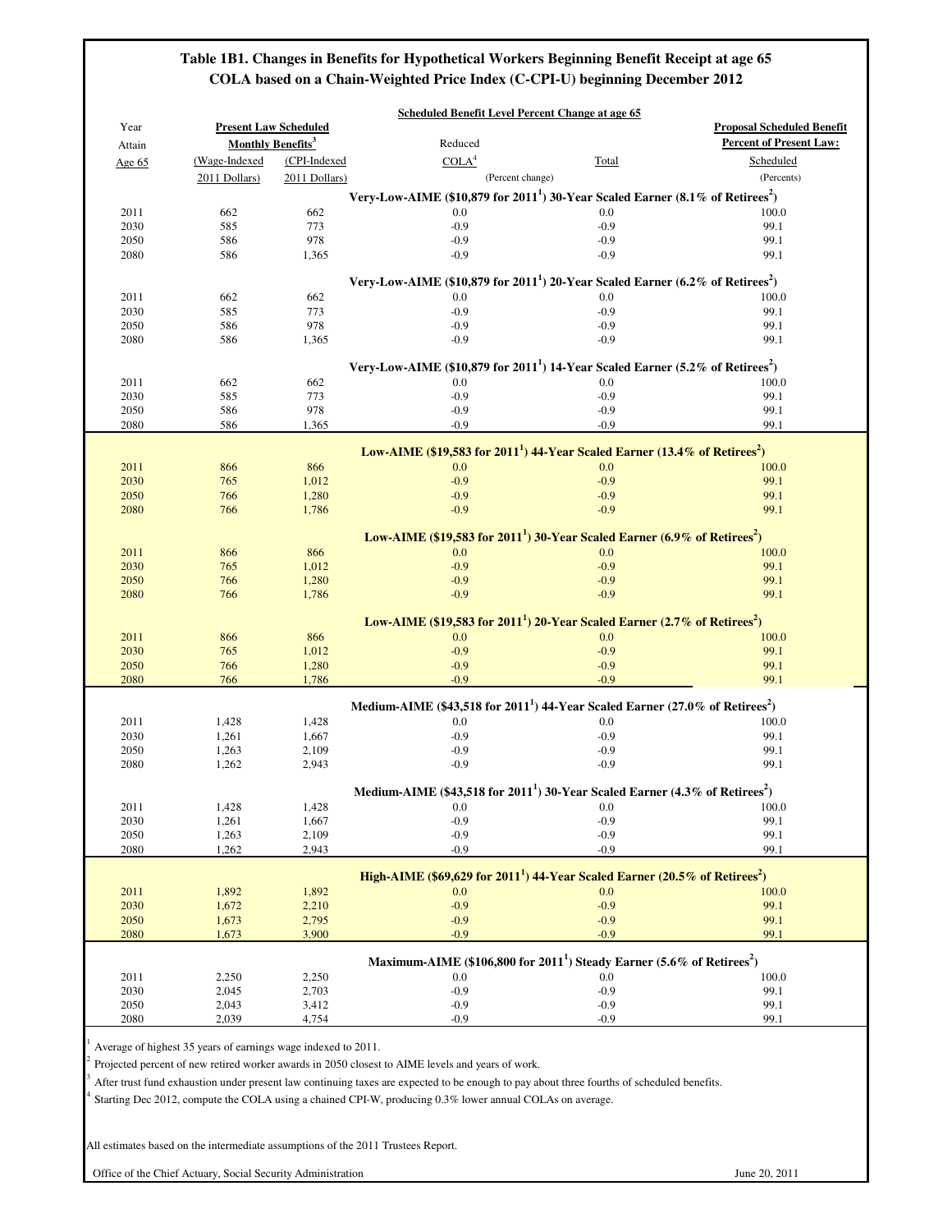# Table 1B1. Changes in Benefits for Hypothetical Workers Beginning Benefit Receipt at age 65
## COLA based on a Chain-Weighted Price Index (C-CPI-U) beginning December 2012

| Year Attain Age 65 | Present Law Scheduled Monthly Benefits[3] (Wage-Indexed 2011 Dollars) | (CPI-Indexed 2011 Dollars) | Scheduled Benefit Level Percent Change at age 65: Reduced COLA[4] (Percent change) | Total (Percent change) | Proposal Scheduled Benefit Percent of Present Law: Scheduled (Percents) |
|---|---|---|---|---|---|
| **Very-Low-AIME ($10,879 for 2011[1]) 30-Year Scaled Earner (8.1% of Retirees[2])** | | | | | |
| 2011 | 662 | 662 | 0.0 | 0.0 | 100.0 |
| 2030 | 585 | 773 | -0.9 | -0.9 | 99.1 |
| 2050 | 586 | 978 | -0.9 | -0.9 | 99.1 |
| 2080 | 586 | 1,365 | -0.9 | -0.9 | 99.1 |
| **Very-Low-AIME ($10,879 for 2011[1]) 20-Year Scaled Earner (6.2% of Retirees[2])** | | | | | |
| 2011 | 662 | 662 | 0.0 | 0.0 | 100.0 |
| 2030 | 585 | 773 | -0.9 | -0.9 | 99.1 |
| 2050 | 586 | 978 | -0.9 | -0.9 | 99.1 |
| 2080 | 586 | 1,365 | -0.9 | -0.9 | 99.1 |
| **Very-Low-AIME ($10,879 for 2011[1]) 14-Year Scaled Earner (5.2% of Retirees[2])** | | | | | |
| 2011 | 662 | 662 | 0.0 | 0.0 | 100.0 |
| 2030 | 585 | 773 | -0.9 | -0.9 | 99.1 |
| 2050 | 586 | 978 | -0.9 | -0.9 | 99.1 |
| 2080 | 586 | 1,365 | -0.9 | -0.9 | 99.1 |
| **Low-AIME ($19,583 for 2011[1]) 44-Year Scaled Earner (13.4% of Retirees[2])** | | | | | |
| 2011 | 866 | 866 | 0.0 | 0.0 | 100.0 |
| 2030 | 765 | 1,012 | -0.9 | -0.9 | 99.1 |
| 2050 | 766 | 1,280 | -0.9 | -0.9 | 99.1 |
| 2080 | 766 | 1,786 | -0.9 | -0.9 | 99.1 |
| **Low-AIME ($19,583 for 2011[1]) 30-Year Scaled Earner (6.9% of Retirees[2])** | | | | | |
| 2011 | 866 | 866 | 0.0 | 0.0 | 100.0 |
| 2030 | 765 | 1,012 | -0.9 | -0.9 | 99.1 |
| 2050 | 766 | 1,280 | -0.9 | -0.9 | 99.1 |
| 2080 | 766 | 1,786 | -0.9 | -0.9 | 99.1 |
| **Low-AIME ($19,583 for 2011[1]) 20-Year Scaled Earner (2.7% of Retirees[2])** | | | | | |
| 2011 | 866 | 866 | 0.0 | 0.0 | 100.0 |
| 2030 | 765 | 1,012 | -0.9 | -0.9 | 99.1 |
| 2050 | 766 | 1,280 | -0.9 | -0.9 | 99.1 |
| 2080 | 766 | 1,786 | -0.9 | -0.9 | 99.1 |
| **Medium-AIME ($43,518 for 2011[1]) 44-Year Scaled Earner (27.0% of Retirees[2])** | | | | | |
| 2011 | 1,428 | 1,428 | 0.0 | 0.0 | 100.0 |
| 2030 | 1,261 | 1,667 | -0.9 | -0.9 | 99.1 |
| 2050 | 1,263 | 2,109 | -0.9 | -0.9 | 99.1 |
| 2080 | 1,262 | 2,943 | -0.9 | -0.9 | 99.1 |
| **Medium-AIME ($43,518 for 2011[1]) 30-Year Scaled Earner (4.3% of Retirees[2])** | | | | | |
| 2011 | 1,428 | 1,428 | 0.0 | 0.0 | 100.0 |
| 2030 | 1,261 | 1,667 | -0.9 | -0.9 | 99.1 |
| 2050 | 1,263 | 2,109 | -0.9 | -0.9 | 99.1 |
| 2080 | 1,262 | 2,943 | -0.9 | -0.9 | 99.1 |
| **High-AIME ($69,629 for 2011[1]) 44-Year Scaled Earner (20.5% of Retirees[2])** | | | | | |
| 2011 | 1,892 | 1,892 | 0.0 | 0.0 | 100.0 |
| 2030 | 1,672 | 2,210 | -0.9 | -0.9 | 99.1 |
| 2050 | 1,673 | 2,795 | -0.9 | -0.9 | 99.1 |
| 2080 | 1,673 | 3,900 | -0.9 | -0.9 | 99.1 |
| **Maximum-AIME ($106,800 for 2011[1]) Steady Earner (5.6% of Retirees[2])** | | | | | |
| 2011 | 2,250 | 2,250 | 0.0 | 0.0 | 100.0 |
| 2030 | 2,045 | 2,703 | -0.9 | -0.9 | 99.1 |
| 2050 | 2,043 | 3,412 | -0.9 | -0.9 | 99.1 |
| 2080 | 2,039 | 4,754 | -0.9 | -0.9 | 99.1 |

[1] Average of highest 35 years of earnings wage indexed to 2011.

[2] Projected percent of new retired worker awards in 2050 closest to AIME levels and years of work.

[3] After trust fund exhaustion under present law continuing taxes are expected to be enough to pay about three fourths of scheduled benefits.

[4] Starting Dec 2012, compute the COLA using a chained CPI-W, producing 0.3% lower annual COLAs on average.

All estimates based on the intermediate assumptions of the 2011 Trustees Report.

Office of the Chief Actuary, Social Security Administration

June 20, 2011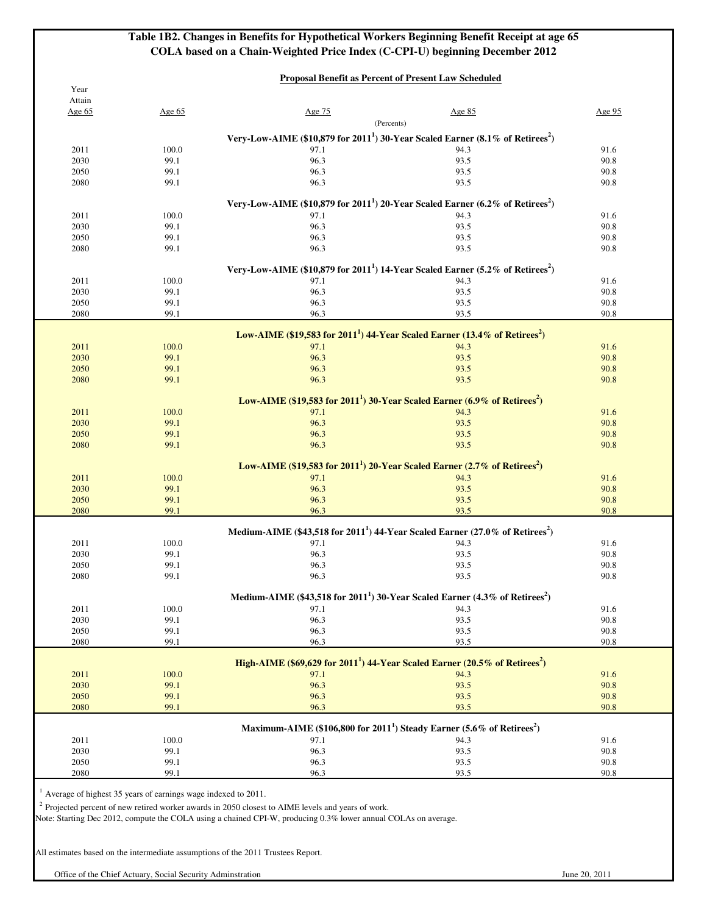## Table 1B2. Changes in Benefits for Hypothetical Workers Beginning Benefit Receipt at age 65
## COLA based on a Chain-Weighted Price Index (C-CPI-U) beginning December 2012

**Proposal Benefit as Percent of Present Law Scheduled**

| Year Attain Age 65 | Age 65 | Age 75 | Age 85 | Age 95 |
|---|---|---|---|---|
| | | (Percents) | | |
| **Very-Low-AIME ($10,879 for 2011[1]) 30-Year Scaled Earner (8.1% of Retirees[2])** | | | | |
| 2011 | 100.0 | 97.1 | 94.3 | 91.6 |
| 2030 | 99.1 | 96.3 | 93.5 | 90.8 |
| 2050 | 99.1 | 96.3 | 93.5 | 90.8 |
| 2080 | 99.1 | 96.3 | 93.5 | 90.8 |
| **Very-Low-AIME ($10,879 for 2011[1]) 20-Year Scaled Earner (6.2% of Retirees[2])** | | | | |
| 2011 | 100.0 | 97.1 | 94.3 | 91.6 |
| 2030 | 99.1 | 96.3 | 93.5 | 90.8 |
| 2050 | 99.1 | 96.3 | 93.5 | 90.8 |
| 2080 | 99.1 | 96.3 | 93.5 | 90.8 |
| **Very-Low-AIME ($10,879 for 2011[1]) 14-Year Scaled Earner (5.2% of Retirees[2])** | | | | |
| 2011 | 100.0 | 97.1 | 94.3 | 91.6 |
| 2030 | 99.1 | 96.3 | 93.5 | 90.8 |
| 2050 | 99.1 | 96.3 | 93.5 | 90.8 |
| 2080 | 99.1 | 96.3 | 93.5 | 90.8 |
| **Low-AIME ($19,583 for 2011[1]) 44-Year Scaled Earner (13.4% of Retirees[2])** | | | | |
| 2011 | 100.0 | 97.1 | 94.3 | 91.6 |
| 2030 | 99.1 | 96.3 | 93.5 | 90.8 |
| 2050 | 99.1 | 96.3 | 93.5 | 90.8 |
| 2080 | 99.1 | 96.3 | 93.5 | 90.8 |
| **Low-AIME ($19,583 for 2011[1]) 30-Year Scaled Earner (6.9% of Retirees[2])** | | | | |
| 2011 | 100.0 | 97.1 | 94.3 | 91.6 |
| 2030 | 99.1 | 96.3 | 93.5 | 90.8 |
| 2050 | 99.1 | 96.3 | 93.5 | 90.8 |
| 2080 | 99.1 | 96.3 | 93.5 | 90.8 |
| **Low-AIME ($19,583 for 2011[1]) 20-Year Scaled Earner (2.7% of Retirees[2])** | | | | |
| 2011 | 100.0 | 97.1 | 94.3 | 91.6 |
| 2030 | 99.1 | 96.3 | 93.5 | 90.8 |
| 2050 | 99.1 | 96.3 | 93.5 | 90.8 |
| 2080 | 99.1 | 96.3 | 93.5 | 90.8 |
| **Medium-AIME ($43,518 for 2011[1]) 44-Year Scaled Earner (27.0% of Retirees[2])** | | | | |
| 2011 | 100.0 | 97.1 | 94.3 | 91.6 |
| 2030 | 99.1 | 96.3 | 93.5 | 90.8 |
| 2050 | 99.1 | 96.3 | 93.5 | 90.8 |
| 2080 | 99.1 | 96.3 | 93.5 | 90.8 |
| **Medium-AIME ($43,518 for 2011[1]) 30-Year Scaled Earner (4.3% of Retirees[2])** | | | | |
| 2011 | 100.0 | 97.1 | 94.3 | 91.6 |
| 2030 | 99.1 | 96.3 | 93.5 | 90.8 |
| 2050 | 99.1 | 96.3 | 93.5 | 90.8 |
| 2080 | 99.1 | 96.3 | 93.5 | 90.8 |
| **High-AIME ($69,629 for 2011[1]) 44-Year Scaled Earner (20.5% of Retirees[2])** | | | | |
| 2011 | 100.0 | 97.1 | 94.3 | 91.6 |
| 2030 | 99.1 | 96.3 | 93.5 | 90.8 |
| 2050 | 99.1 | 96.3 | 93.5 | 90.8 |
| 2080 | 99.1 | 96.3 | 93.5 | 90.8 |
| **Maximum-AIME ($106,800 for 2011[1]) Steady Earner (5.6% of Retirees[2])** | | | | |
| 2011 | 100.0 | 97.1 | 94.3 | 91.6 |
| 2030 | 99.1 | 96.3 | 93.5 | 90.8 |
| 2050 | 99.1 | 96.3 | 93.5 | 90.8 |
| 2080 | 99.1 | 96.3 | 93.5 | 90.8 |

[1] Average of highest 35 years of earnings wage indexed to 2011.

[2] Projected percent of new retired worker awards in 2050 closest to AIME levels and years of work.

Note: Starting Dec 2012, compute the COLA using a chained CPI-W, producing 0.3% lower annual COLAs on average.

All estimates based on the intermediate assumptions of the 2011 Trustees Report.

Office of the Chief Actuary, Social Security Adminstration — June 20, 2011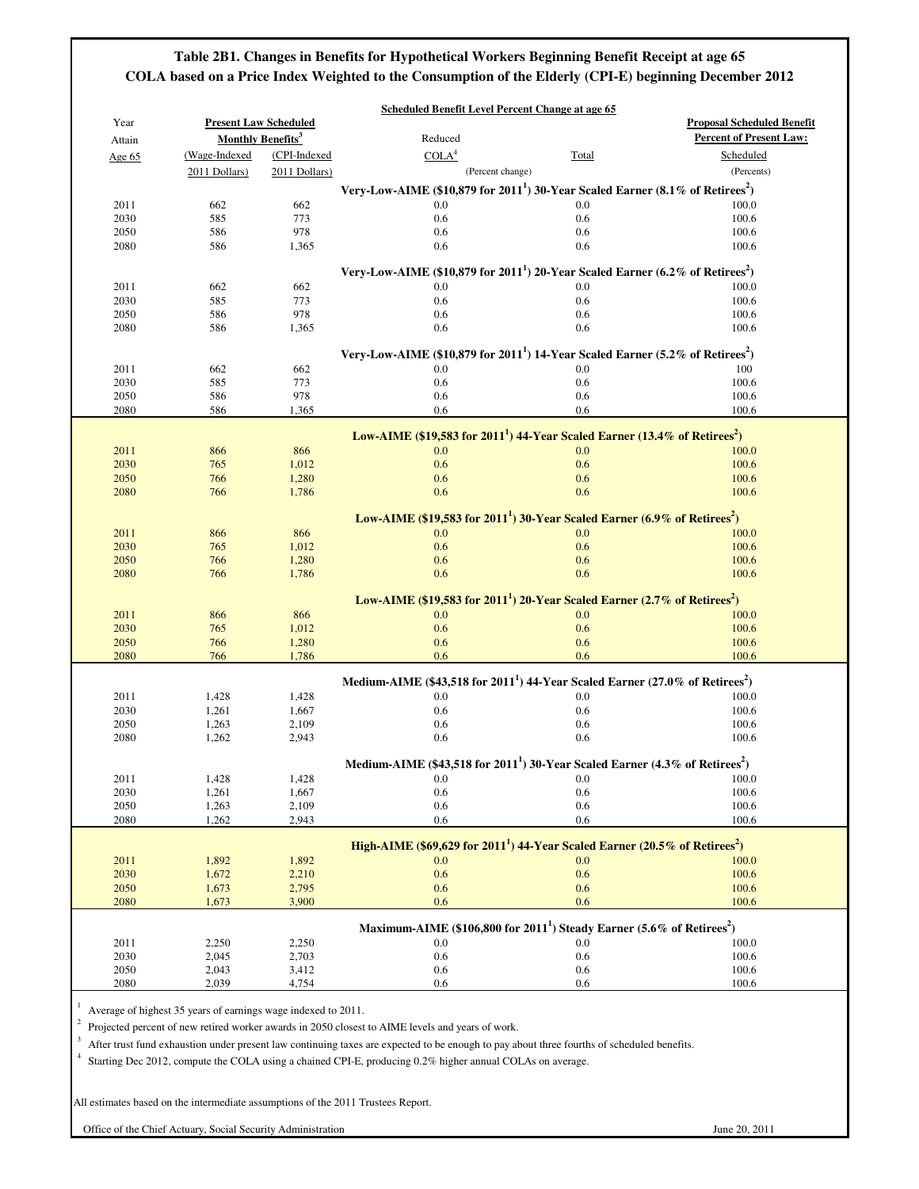## Table 2B1. Changes in Benefits for Hypothetical Workers Beginning Benefit Receipt at age 65
## COLA based on a Price Index Weighted to the Consumption of the Elderly (CPI-E) beginning December 2012

| Year Attain Age 65 | Present Law Scheduled Monthly Benefits[3] (Wage-Indexed 2011 Dollars) | (CPI-Indexed 2011 Dollars) | Scheduled Benefit Level Percent Change at age 65: Reduced COLA[4] (Percent change) | Total (Percent change) | Proposal Scheduled Benefit Percent of Present Law: Scheduled (Percents) |
|---|---|---|---|---|---|
| **Very-Low-AIME ($10,879 for 2011[1]) 30-Year Scaled Earner (8.1% of Retirees[2])** | | | | | |
| 2011 | 662 | 662 | 0.0 | 0.0 | 100.0 |
| 2030 | 585 | 773 | 0.6 | 0.6 | 100.6 |
| 2050 | 586 | 978 | 0.6 | 0.6 | 100.6 |
| 2080 | 586 | 1,365 | 0.6 | 0.6 | 100.6 |
| **Very-Low-AIME ($10,879 for 2011[1]) 20-Year Scaled Earner (6.2% of Retirees[2])** | | | | | |
| 2011 | 662 | 662 | 0.0 | 0.0 | 100.0 |
| 2030 | 585 | 773 | 0.6 | 0.6 | 100.6 |
| 2050 | 586 | 978 | 0.6 | 0.6 | 100.6 |
| 2080 | 586 | 1,365 | 0.6 | 0.6 | 100.6 |
| **Very-Low-AIME ($10,879 for 2011[1]) 14-Year Scaled Earner (5.2% of Retirees[2])** | | | | | |
| 2011 | 662 | 662 | 0.0 | 0.0 | 100 |
| 2030 | 585 | 773 | 0.6 | 0.6 | 100.6 |
| 2050 | 586 | 978 | 0.6 | 0.6 | 100.6 |
| 2080 | 586 | 1,365 | 0.6 | 0.6 | 100.6 |
| **Low-AIME ($19,583 for 2011[1]) 44-Year Scaled Earner (13.4% of Retirees[2])** | | | | | |
| 2011 | 866 | 866 | 0.0 | 0.0 | 100.0 |
| 2030 | 765 | 1,012 | 0.6 | 0.6 | 100.6 |
| 2050 | 766 | 1,280 | 0.6 | 0.6 | 100.6 |
| 2080 | 766 | 1,786 | 0.6 | 0.6 | 100.6 |
| **Low-AIME ($19,583 for 2011[1]) 30-Year Scaled Earner (6.9% of Retirees[2])** | | | | | |
| 2011 | 866 | 866 | 0.0 | 0.0 | 100.0 |
| 2030 | 765 | 1,012 | 0.6 | 0.6 | 100.6 |
| 2050 | 766 | 1,280 | 0.6 | 0.6 | 100.6 |
| 2080 | 766 | 1,786 | 0.6 | 0.6 | 100.6 |
| **Low-AIME ($19,583 for 2011[1]) 20-Year Scaled Earner (2.7% of Retirees[2])** | | | | | |
| 2011 | 866 | 866 | 0.0 | 0.0 | 100.0 |
| 2030 | 765 | 1,012 | 0.6 | 0.6 | 100.6 |
| 2050 | 766 | 1,280 | 0.6 | 0.6 | 100.6 |
| 2080 | 766 | 1,786 | 0.6 | 0.6 | 100.6 |
| **Medium-AIME ($43,518 for 2011[1]) 44-Year Scaled Earner (27.0% of Retirees[2])** | | | | | |
| 2011 | 1,428 | 1,428 | 0.0 | 0.0 | 100.0 |
| 2030 | 1,261 | 1,667 | 0.6 | 0.6 | 100.6 |
| 2050 | 1,263 | 2,109 | 0.6 | 0.6 | 100.6 |
| 2080 | 1,262 | 2,943 | 0.6 | 0.6 | 100.6 |
| **Medium-AIME ($43,518 for 2011[1]) 30-Year Scaled Earner (4.3% of Retirees[2])** | | | | | |
| 2011 | 1,428 | 1,428 | 0.0 | 0.0 | 100.0 |
| 2030 | 1,261 | 1,667 | 0.6 | 0.6 | 100.6 |
| 2050 | 1,263 | 2,109 | 0.6 | 0.6 | 100.6 |
| 2080 | 1,262 | 2,943 | 0.6 | 0.6 | 100.6 |
| **High-AIME ($69,629 for 2011[1]) 44-Year Scaled Earner (20.5% of Retirees[2])** | | | | | |
| 2011 | 1,892 | 1,892 | 0.0 | 0.0 | 100.0 |
| 2030 | 1,672 | 2,210 | 0.6 | 0.6 | 100.6 |
| 2050 | 1,673 | 2,795 | 0.6 | 0.6 | 100.6 |
| 2080 | 1,673 | 3,900 | 0.6 | 0.6 | 100.6 |
| **Maximum-AIME ($106,800 for 2011[1]) Steady Earner (5.6% of Retirees[2])** | | | | | |
| 2011 | 2,250 | 2,250 | 0.0 | 0.0 | 100.0 |
| 2030 | 2,045 | 2,703 | 0.6 | 0.6 | 100.6 |
| 2050 | 2,043 | 3,412 | 0.6 | 0.6 | 100.6 |
| 2080 | 2,039 | 4,754 | 0.6 | 0.6 | 100.6 |

[1] Average of highest 35 years of earnings wage indexed to 2011.
[2] Projected percent of new retired worker awards in 2050 closest to AIME levels and years of work.
[3] After trust fund exhaustion under present law continuing taxes are expected to be enough to pay about three fourths of scheduled benefits.
[4] Starting Dec 2012, compute the COLA using a chained CPI-E, producing 0.2% higher annual COLAs on average.

All estimates based on the intermediate assumptions of the 2011 Trustees Report.

Office of the Chief Actuary, Social Security Administration — June 20, 2011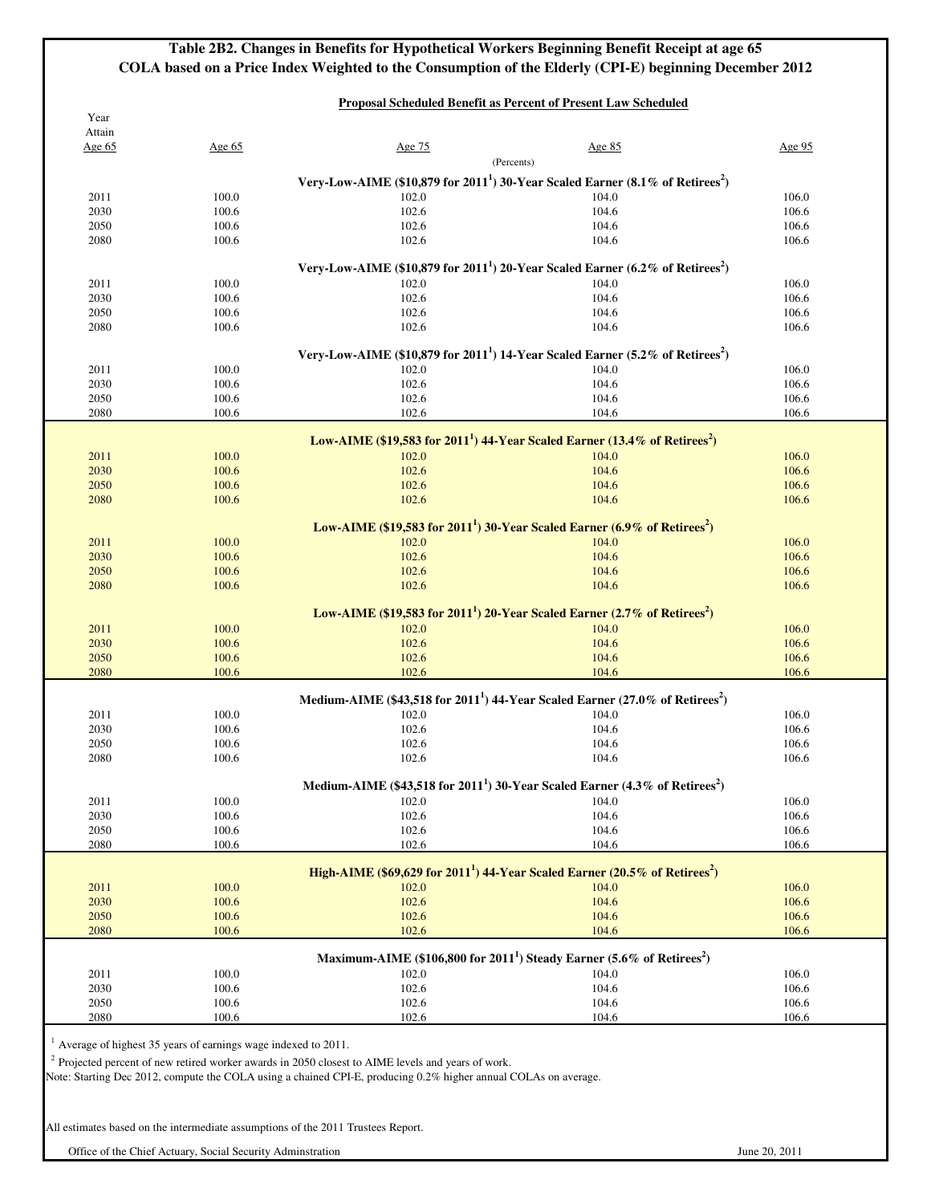## Table 2B2. Changes in Benefits for Hypothetical Workers Beginning Benefit Receipt at age 65
## COLA based on a Price Index Weighted to the Consumption of the Elderly (CPI-E) beginning December 2012

**Proposal Scheduled Benefit as Percent of Present Law Scheduled**

| Year Attain Age 65 | Age 65 | Age 75 | Age 85 | Age 95 |
|---|---|---|---|---|
| | | (Percents) | | |
| **Very-Low-AIME ($10,879 for 2011[1]) 30-Year Scaled Earner (8.1% of Retirees[2])** | | | | |
| 2011 | 100.0 | 102.0 | 104.0 | 106.0 |
| 2030 | 100.6 | 102.6 | 104.6 | 106.6 |
| 2050 | 100.6 | 102.6 | 104.6 | 106.6 |
| 2080 | 100.6 | 102.6 | 104.6 | 106.6 |
| **Very-Low-AIME ($10,879 for 2011[1]) 20-Year Scaled Earner (6.2% of Retirees[2])** | | | | |
| 2011 | 100.0 | 102.0 | 104.0 | 106.0 |
| 2030 | 100.6 | 102.6 | 104.6 | 106.6 |
| 2050 | 100.6 | 102.6 | 104.6 | 106.6 |
| 2080 | 100.6 | 102.6 | 104.6 | 106.6 |
| **Very-Low-AIME ($10,879 for 2011[1]) 14-Year Scaled Earner (5.2% of Retirees[2])** | | | | |
| 2011 | 100.0 | 102.0 | 104.0 | 106.0 |
| 2030 | 100.6 | 102.6 | 104.6 | 106.6 |
| 2050 | 100.6 | 102.6 | 104.6 | 106.6 |
| 2080 | 100.6 | 102.6 | 104.6 | 106.6 |
| **Low-AIME ($19,583 for 2011[1]) 44-Year Scaled Earner (13.4% of Retirees[2])** | | | | |
| 2011 | 100.0 | 102.0 | 104.0 | 106.0 |
| 2030 | 100.6 | 102.6 | 104.6 | 106.6 |
| 2050 | 100.6 | 102.6 | 104.6 | 106.6 |
| 2080 | 100.6 | 102.6 | 104.6 | 106.6 |
| **Low-AIME ($19,583 for 2011[1]) 30-Year Scaled Earner (6.9% of Retirees[2])** | | | | |
| 2011 | 100.0 | 102.0 | 104.0 | 106.0 |
| 2030 | 100.6 | 102.6 | 104.6 | 106.6 |
| 2050 | 100.6 | 102.6 | 104.6 | 106.6 |
| 2080 | 100.6 | 102.6 | 104.6 | 106.6 |
| **Low-AIME ($19,583 for 2011[1]) 20-Year Scaled Earner (2.7% of Retirees[2])** | | | | |
| 2011 | 100.0 | 102.0 | 104.0 | 106.0 |
| 2030 | 100.6 | 102.6 | 104.6 | 106.6 |
| 2050 | 100.6 | 102.6 | 104.6 | 106.6 |
| 2080 | 100.6 | 102.6 | 104.6 | 106.6 |
| **Medium-AIME ($43,518 for 2011[1]) 44-Year Scaled Earner (27.0% of Retirees[2])** | | | | |
| 2011 | 100.0 | 102.0 | 104.0 | 106.0 |
| 2030 | 100.6 | 102.6 | 104.6 | 106.6 |
| 2050 | 100.6 | 102.6 | 104.6 | 106.6 |
| 2080 | 100.6 | 102.6 | 104.6 | 106.6 |
| **Medium-AIME ($43,518 for 2011[1]) 30-Year Scaled Earner (4.3% of Retirees[2])** | | | | |
| 2011 | 100.0 | 102.0 | 104.0 | 106.0 |
| 2030 | 100.6 | 102.6 | 104.6 | 106.6 |
| 2050 | 100.6 | 102.6 | 104.6 | 106.6 |
| 2080 | 100.6 | 102.6 | 104.6 | 106.6 |
| **High-AIME ($69,629 for 2011[1]) 44-Year Scaled Earner (20.5% of Retirees[2])** | | | | |
| 2011 | 100.0 | 102.0 | 104.0 | 106.0 |
| 2030 | 100.6 | 102.6 | 104.6 | 106.6 |
| 2050 | 100.6 | 102.6 | 104.6 | 106.6 |
| 2080 | 100.6 | 102.6 | 104.6 | 106.6 |
| **Maximum-AIME ($106,800 for 2011[1]) Steady Earner (5.6% of Retirees[2])** | | | | |
| 2011 | 100.0 | 102.0 | 104.0 | 106.0 |
| 2030 | 100.6 | 102.6 | 104.6 | 106.6 |
| 2050 | 100.6 | 102.6 | 104.6 | 106.6 |
| 2080 | 100.6 | 102.6 | 104.6 | 106.6 |

[1] Average of highest 35 years of earnings wage indexed to 2011.

[2] Projected percent of new retired worker awards in 2050 closest to AIME levels and years of work.

Note: Starting Dec 2012, compute the COLA using a chained CPI-E, producing 0.2% higher annual COLAs on average.

All estimates based on the intermediate assumptions of the 2011 Trustees Report.

Office of the Chief Actuary, Social Security Adminstration — June 20, 2011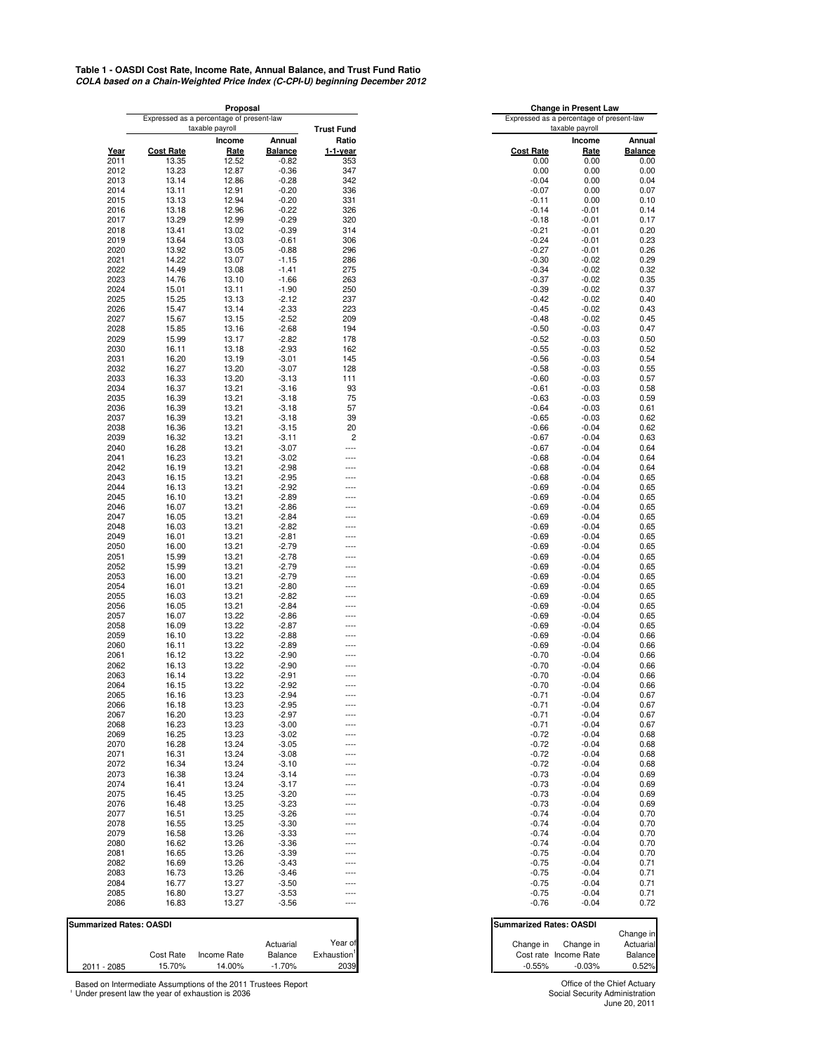**Table 1 - OASDI Cost Rate, Income Rate, Annual Balance, and Trust Fund Ratio**
***COLA based on a Chain-Weighted Price Index (C-CPI-U) beginning December 2012***

| | Proposal | | | | Change in Present Law | | |
|---|---|---|---|---|---|---|---|
| | Expressed as a percentage of present-law taxable payroll | | | Trust Fund | Expressed as a percentage of present-law taxable payroll | | |
| Year | Cost Rate | Income Rate | Annual Balance | Ratio 1-1-year | Cost Rate | Income Rate | Annual Balance |
| 2011 | 13.35 | 12.52 | -0.82 | 353 | 0.00 | 0.00 | 0.00 |
| 2012 | 13.23 | 12.87 | -0.36 | 347 | 0.00 | 0.00 | 0.00 |
| 2013 | 13.14 | 12.86 | -0.28 | 342 | -0.04 | 0.00 | 0.04 |
| 2014 | 13.11 | 12.91 | -0.20 | 336 | -0.07 | 0.00 | 0.07 |
| 2015 | 13.13 | 12.94 | -0.20 | 331 | -0.11 | 0.00 | 0.10 |
| 2016 | 13.18 | 12.96 | -0.22 | 326 | -0.14 | -0.01 | 0.14 |
| 2017 | 13.29 | 12.99 | -0.29 | 320 | -0.18 | -0.01 | 0.17 |
| 2018 | 13.41 | 13.02 | -0.39 | 314 | -0.21 | -0.01 | 0.20 |
| 2019 | 13.64 | 13.03 | -0.61 | 306 | -0.24 | -0.01 | 0.23 |
| 2020 | 13.92 | 13.05 | -0.88 | 296 | -0.27 | -0.01 | 0.26 |
| 2021 | 14.22 | 13.07 | -1.15 | 286 | -0.30 | -0.02 | 0.29 |
| 2022 | 14.49 | 13.08 | -1.41 | 275 | -0.34 | -0.02 | 0.32 |
| 2023 | 14.76 | 13.10 | -1.66 | 263 | -0.37 | -0.02 | 0.35 |
| 2024 | 15.01 | 13.11 | -1.90 | 250 | -0.39 | -0.02 | 0.37 |
| 2025 | 15.25 | 13.13 | -2.12 | 237 | -0.42 | -0.02 | 0.40 |
| 2026 | 15.47 | 13.14 | -2.33 | 223 | -0.45 | -0.02 | 0.43 |
| 2027 | 15.67 | 13.15 | -2.52 | 209 | -0.48 | -0.02 | 0.45 |
| 2028 | 15.85 | 13.16 | -2.68 | 194 | -0.50 | -0.03 | 0.47 |
| 2029 | 15.99 | 13.17 | -2.82 | 178 | -0.52 | -0.03 | 0.50 |
| 2030 | 16.11 | 13.18 | -2.93 | 162 | -0.55 | -0.03 | 0.52 |
| 2031 | 16.20 | 13.19 | -3.01 | 145 | -0.56 | -0.03 | 0.54 |
| 2032 | 16.27 | 13.20 | -3.07 | 128 | -0.58 | -0.03 | 0.55 |
| 2033 | 16.33 | 13.20 | -3.13 | 111 | -0.60 | -0.03 | 0.57 |
| 2034 | 16.37 | 13.21 | -3.16 | 93 | -0.61 | -0.03 | 0.58 |
| 2035 | 16.39 | 13.21 | -3.18 | 75 | -0.63 | -0.03 | 0.59 |
| 2036 | 16.39 | 13.21 | -3.18 | 57 | -0.64 | -0.03 | 0.61 |
| 2037 | 16.39 | 13.21 | -3.18 | 39 | -0.65 | -0.03 | 0.62 |
| 2038 | 16.36 | 13.21 | -3.15 | 20 | -0.66 | -0.04 | 0.62 |
| 2039 | 16.32 | 13.21 | -3.11 | 2 | -0.67 | -0.04 | 0.63 |
| 2040 | 16.28 | 13.21 | -3.07 | ---- | -0.67 | -0.04 | 0.64 |
| 2041 | 16.23 | 13.21 | -3.02 | ---- | -0.68 | -0.04 | 0.64 |
| 2042 | 16.19 | 13.21 | -2.98 | ---- | -0.68 | -0.04 | 0.64 |
| 2043 | 16.15 | 13.21 | -2.95 | ---- | -0.68 | -0.04 | 0.65 |
| 2044 | 16.13 | 13.21 | -2.92 | ---- | -0.69 | -0.04 | 0.65 |
| 2045 | 16.10 | 13.21 | -2.89 | ---- | -0.69 | -0.04 | 0.65 |
| 2046 | 16.07 | 13.21 | -2.86 | ---- | -0.69 | -0.04 | 0.65 |
| 2047 | 16.05 | 13.21 | -2.84 | ---- | -0.69 | -0.04 | 0.65 |
| 2048 | 16.03 | 13.21 | -2.82 | ---- | -0.69 | -0.04 | 0.65 |
| 2049 | 16.01 | 13.21 | -2.81 | ---- | -0.69 | -0.04 | 0.65 |
| 2050 | 16.00 | 13.21 | -2.79 | ---- | -0.69 | -0.04 | 0.65 |
| 2051 | 15.99 | 13.21 | -2.78 | ---- | -0.69 | -0.04 | 0.65 |
| 2052 | 15.99 | 13.21 | -2.79 | ---- | -0.69 | -0.04 | 0.65 |
| 2053 | 16.00 | 13.21 | -2.79 | ---- | -0.69 | -0.04 | 0.65 |
| 2054 | 16.01 | 13.21 | -2.80 | ---- | -0.69 | -0.04 | 0.65 |
| 2055 | 16.03 | 13.21 | -2.82 | ---- | -0.69 | -0.04 | 0.65 |
| 2056 | 16.05 | 13.21 | -2.84 | ---- | -0.69 | -0.04 | 0.65 |
| 2057 | 16.07 | 13.22 | -2.86 | ---- | -0.69 | -0.04 | 0.65 |
| 2058 | 16.09 | 13.22 | -2.87 | ---- | -0.69 | -0.04 | 0.65 |
| 2059 | 16.10 | 13.22 | -2.88 | ---- | -0.69 | -0.04 | 0.66 |
| 2060 | 16.11 | 13.22 | -2.89 | ---- | -0.69 | -0.04 | 0.66 |
| 2061 | 16.12 | 13.22 | -2.90 | ---- | -0.70 | -0.04 | 0.66 |
| 2062 | 16.13 | 13.22 | -2.90 | ---- | -0.70 | -0.04 | 0.66 |
| 2063 | 16.14 | 13.22 | -2.91 | ---- | -0.70 | -0.04 | 0.66 |
| 2064 | 16.15 | 13.22 | -2.92 | ---- | -0.70 | -0.04 | 0.66 |
| 2065 | 16.16 | 13.23 | -2.94 | ---- | -0.71 | -0.04 | 0.67 |
| 2066 | 16.18 | 13.23 | -2.95 | ---- | -0.71 | -0.04 | 0.67 |
| 2067 | 16.20 | 13.23 | -2.97 | ---- | -0.71 | -0.04 | 0.67 |
| 2068 | 16.23 | 13.23 | -3.00 | ---- | -0.71 | -0.04 | 0.67 |
| 2069 | 16.25 | 13.23 | -3.02 | ---- | -0.72 | -0.04 | 0.68 |
| 2070 | 16.28 | 13.24 | -3.05 | ---- | -0.72 | -0.04 | 0.68 |
| 2071 | 16.31 | 13.24 | -3.08 | ---- | -0.72 | -0.04 | 0.68 |
| 2072 | 16.34 | 13.24 | -3.10 | ---- | -0.72 | -0.04 | 0.68 |
| 2073 | 16.38 | 13.24 | -3.14 | ---- | -0.73 | -0.04 | 0.69 |
| 2074 | 16.41 | 13.24 | -3.17 | ---- | -0.73 | -0.04 | 0.69 |
| 2075 | 16.45 | 13.25 | -3.20 | ---- | -0.73 | -0.04 | 0.69 |
| 2076 | 16.48 | 13.25 | -3.23 | ---- | -0.73 | -0.04 | 0.69 |
| 2077 | 16.51 | 13.25 | -3.26 | ---- | -0.74 | -0.04 | 0.70 |
| 2078 | 16.55 | 13.25 | -3.30 | ---- | -0.74 | -0.04 | 0.70 |
| 2079 | 16.58 | 13.26 | -3.33 | ---- | -0.74 | -0.04 | 0.70 |
| 2080 | 16.62 | 13.26 | -3.36 | ---- | -0.74 | -0.04 | 0.70 |
| 2081 | 16.65 | 13.26 | -3.39 | ---- | -0.75 | -0.04 | 0.70 |
| 2082 | 16.69 | 13.26 | -3.43 | ---- | -0.75 | -0.04 | 0.71 |
| 2083 | 16.73 | 13.26 | -3.46 | ---- | -0.75 | -0.04 | 0.71 |
| 2084 | 16.77 | 13.27 | -3.50 | ---- | -0.75 | -0.04 | 0.71 |
| 2085 | 16.80 | 13.27 | -3.53 | ---- | -0.75 | -0.04 | 0.71 |
| 2086 | 16.83 | 13.27 | -3.56 | ---- | -0.76 | -0.04 | 0.72 |

**Summarized Rates: OASDI**

| | Cost Rate | Income Rate | Actuarial Balance | Year of Exhaustion[1] |
|---|---|---|---|---|
| 2011 - 2085 | 15.70% | 14.00% | -1.70% | 2039 |

**Summarized Rates: OASDI**

| Change in Cost rate | Change in Income Rate | Change in Actuarial Balance |
|---|---|---|
| -0.55% | -0.03% | 0.52% |

Based on Intermediate Assumptions of the 2011 Trustees Report
[1] Under present law the year of exhaustion is 2036

Office of the Chief Actuary
Social Security Administration
June 20, 2011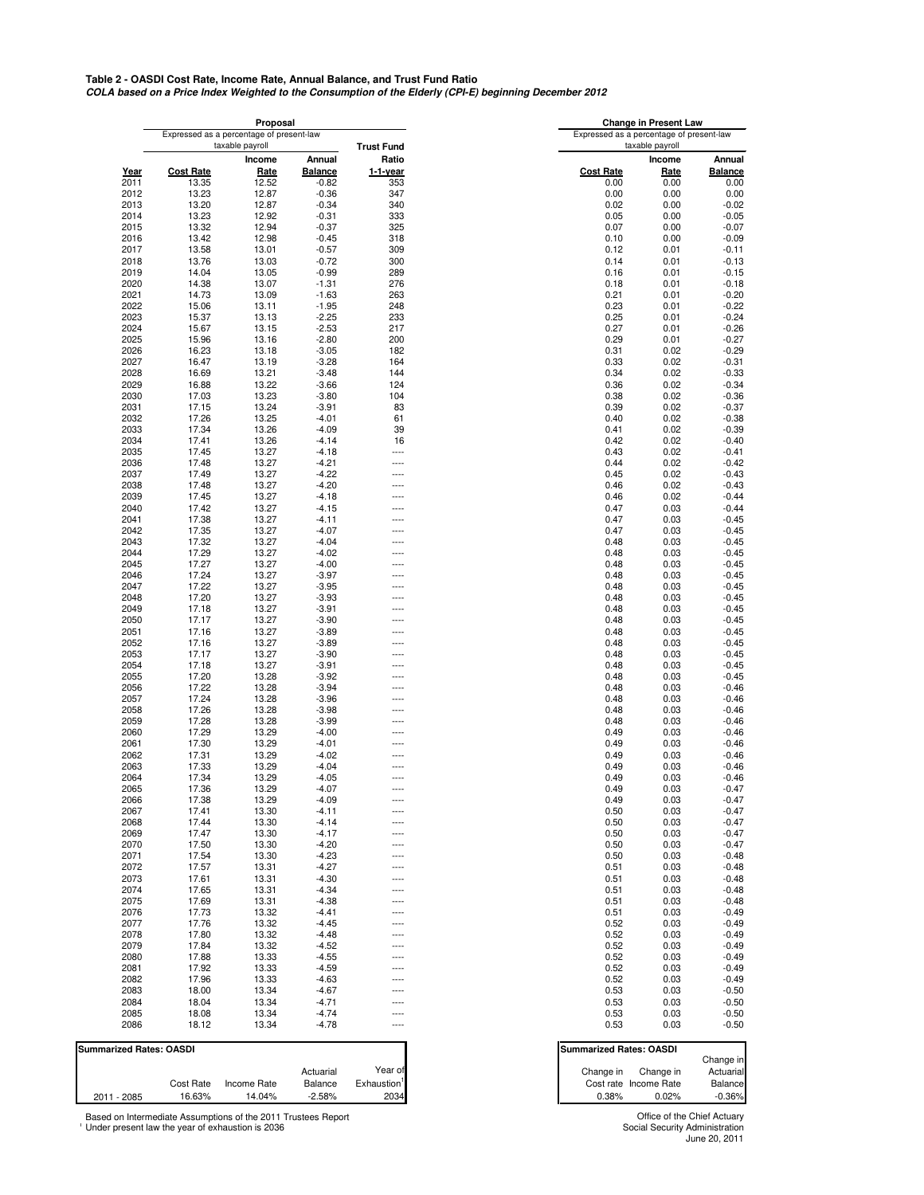**Table 2 - OASDI Cost Rate, Income Rate, Annual Balance, and Trust Fund Ratio**

***COLA based on a Price Index Weighted to the Consumption of the Elderly (CPI-E) beginning December 2012***

| | Proposal | | | | Change in Present Law | | |
|---|---|---|---|---|---|---|---|
| | Expressed as a percentage of present-law taxable payroll | | | | Expressed as a percentage of present-law taxable payroll | | |
| Year | Cost Rate | Income Rate | Annual Balance | Trust Fund Ratio 1-1-year | Cost Rate | Income Rate | Annual Balance |
| 2011 | 13.35 | 12.52 | -0.82 | 353 | 0.00 | 0.00 | 0.00 |
| 2012 | 13.23 | 12.87 | -0.36 | 347 | 0.00 | 0.00 | 0.00 |
| 2013 | 13.20 | 12.87 | -0.34 | 340 | 0.02 | 0.00 | -0.02 |
| 2014 | 13.23 | 12.92 | -0.31 | 333 | 0.05 | 0.00 | -0.05 |
| 2015 | 13.32 | 12.94 | -0.37 | 325 | 0.07 | 0.00 | -0.07 |
| 2016 | 13.42 | 12.98 | -0.45 | 318 | 0.10 | 0.00 | -0.09 |
| 2017 | 13.58 | 13.01 | -0.57 | 309 | 0.12 | 0.01 | -0.11 |
| 2018 | 13.76 | 13.03 | -0.72 | 300 | 0.14 | 0.01 | -0.13 |
| 2019 | 14.04 | 13.05 | -0.99 | 289 | 0.16 | 0.01 | -0.15 |
| 2020 | 14.38 | 13.07 | -1.31 | 276 | 0.18 | 0.01 | -0.18 |
| 2021 | 14.73 | 13.09 | -1.63 | 263 | 0.21 | 0.01 | -0.20 |
| 2022 | 15.06 | 13.11 | -1.95 | 248 | 0.23 | 0.01 | -0.22 |
| 2023 | 15.37 | 13.13 | -2.25 | 233 | 0.25 | 0.01 | -0.24 |
| 2024 | 15.67 | 13.15 | -2.53 | 217 | 0.27 | 0.01 | -0.26 |
| 2025 | 15.96 | 13.16 | -2.80 | 200 | 0.29 | 0.01 | -0.27 |
| 2026 | 16.23 | 13.18 | -3.05 | 182 | 0.31 | 0.02 | -0.29 |
| 2027 | 16.47 | 13.19 | -3.28 | 164 | 0.33 | 0.02 | -0.31 |
| 2028 | 16.69 | 13.21 | -3.48 | 144 | 0.34 | 0.02 | -0.33 |
| 2029 | 16.88 | 13.22 | -3.66 | 124 | 0.36 | 0.02 | -0.34 |
| 2030 | 17.03 | 13.23 | -3.80 | 104 | 0.38 | 0.02 | -0.36 |
| 2031 | 17.15 | 13.24 | -3.91 | 83 | 0.39 | 0.02 | -0.37 |
| 2032 | 17.26 | 13.25 | -4.01 | 61 | 0.40 | 0.02 | -0.38 |
| 2033 | 17.34 | 13.26 | -4.09 | 39 | 0.41 | 0.02 | -0.39 |
| 2034 | 17.41 | 13.26 | -4.14 | 16 | 0.42 | 0.02 | -0.40 |
| 2035 | 17.45 | 13.27 | -4.18 | ---- | 0.43 | 0.02 | -0.41 |
| 2036 | 17.48 | 13.27 | -4.21 | ---- | 0.44 | 0.02 | -0.42 |
| 2037 | 17.49 | 13.27 | -4.22 | ---- | 0.45 | 0.02 | -0.43 |
| 2038 | 17.48 | 13.27 | -4.20 | ---- | 0.46 | 0.02 | -0.43 |
| 2039 | 17.45 | 13.27 | -4.18 | ---- | 0.46 | 0.02 | -0.44 |
| 2040 | 17.42 | 13.27 | -4.15 | ---- | 0.47 | 0.03 | -0.44 |
| 2041 | 17.38 | 13.27 | -4.11 | ---- | 0.47 | 0.03 | -0.45 |
| 2042 | 17.35 | 13.27 | -4.07 | ---- | 0.47 | 0.03 | -0.45 |
| 2043 | 17.32 | 13.27 | -4.04 | ---- | 0.48 | 0.03 | -0.45 |
| 2044 | 17.29 | 13.27 | -4.02 | ---- | 0.48 | 0.03 | -0.45 |
| 2045 | 17.27 | 13.27 | -4.00 | ---- | 0.48 | 0.03 | -0.45 |
| 2046 | 17.24 | 13.27 | -3.97 | ---- | 0.48 | 0.03 | -0.45 |
| 2047 | 17.22 | 13.27 | -3.95 | ---- | 0.48 | 0.03 | -0.45 |
| 2048 | 17.20 | 13.27 | -3.93 | ---- | 0.48 | 0.03 | -0.45 |
| 2049 | 17.18 | 13.27 | -3.91 | ---- | 0.48 | 0.03 | -0.45 |
| 2050 | 17.17 | 13.27 | -3.90 | ---- | 0.48 | 0.03 | -0.45 |
| 2051 | 17.16 | 13.27 | -3.89 | ---- | 0.48 | 0.03 | -0.45 |
| 2052 | 17.16 | 13.27 | -3.89 | ---- | 0.48 | 0.03 | -0.45 |
| 2053 | 17.17 | 13.27 | -3.90 | ---- | 0.48 | 0.03 | -0.45 |
| 2054 | 17.18 | 13.27 | -3.91 | ---- | 0.48 | 0.03 | -0.45 |
| 2055 | 17.20 | 13.28 | -3.92 | ---- | 0.48 | 0.03 | -0.45 |
| 2056 | 17.22 | 13.28 | -3.94 | ---- | 0.48 | 0.03 | -0.46 |
| 2057 | 17.24 | 13.28 | -3.96 | ---- | 0.48 | 0.03 | -0.46 |
| 2058 | 17.26 | 13.28 | -3.98 | ---- | 0.48 | 0.03 | -0.46 |
| 2059 | 17.28 | 13.28 | -3.99 | ---- | 0.48 | 0.03 | -0.46 |
| 2060 | 17.29 | 13.29 | -4.00 | ---- | 0.49 | 0.03 | -0.46 |
| 2061 | 17.30 | 13.29 | -4.01 | ---- | 0.49 | 0.03 | -0.46 |
| 2062 | 17.31 | 13.29 | -4.02 | ---- | 0.49 | 0.03 | -0.46 |
| 2063 | 17.33 | 13.29 | -4.04 | ---- | 0.49 | 0.03 | -0.46 |
| 2064 | 17.34 | 13.29 | -4.05 | ---- | 0.49 | 0.03 | -0.46 |
| 2065 | 17.36 | 13.29 | -4.07 | ---- | 0.49 | 0.03 | -0.47 |
| 2066 | 17.38 | 13.29 | -4.09 | ---- | 0.49 | 0.03 | -0.47 |
| 2067 | 17.41 | 13.30 | -4.11 | ---- | 0.50 | 0.03 | -0.47 |
| 2068 | 17.44 | 13.30 | -4.14 | ---- | 0.50 | 0.03 | -0.47 |
| 2069 | 17.47 | 13.30 | -4.17 | ---- | 0.50 | 0.03 | -0.47 |
| 2070 | 17.50 | 13.30 | -4.20 | ---- | 0.50 | 0.03 | -0.47 |
| 2071 | 17.54 | 13.30 | -4.23 | ---- | 0.50 | 0.03 | -0.48 |
| 2072 | 17.57 | 13.31 | -4.27 | ---- | 0.51 | 0.03 | -0.48 |
| 2073 | 17.61 | 13.31 | -4.30 | ---- | 0.51 | 0.03 | -0.48 |
| 2074 | 17.65 | 13.31 | -4.34 | ---- | 0.51 | 0.03 | -0.48 |
| 2075 | 17.69 | 13.31 | -4.38 | ---- | 0.51 | 0.03 | -0.48 |
| 2076 | 17.73 | 13.32 | -4.41 | ---- | 0.51 | 0.03 | -0.49 |
| 2077 | 17.76 | 13.32 | -4.45 | ---- | 0.52 | 0.03 | -0.49 |
| 2078 | 17.80 | 13.32 | -4.48 | ---- | 0.52 | 0.03 | -0.49 |
| 2079 | 17.84 | 13.32 | -4.52 | ---- | 0.52 | 0.03 | -0.49 |
| 2080 | 17.88 | 13.33 | -4.55 | ---- | 0.52 | 0.03 | -0.49 |
| 2081 | 17.92 | 13.33 | -4.59 | ---- | 0.52 | 0.03 | -0.49 |
| 2082 | 17.96 | 13.33 | -4.63 | ---- | 0.52 | 0.03 | -0.49 |
| 2083 | 18.00 | 13.34 | -4.67 | ---- | 0.53 | 0.03 | -0.50 |
| 2084 | 18.04 | 13.34 | -4.71 | ---- | 0.53 | 0.03 | -0.50 |
| 2085 | 18.08 | 13.34 | -4.74 | ---- | 0.53 | 0.03 | -0.50 |
| 2086 | 18.12 | 13.34 | -4.78 | ---- | 0.53 | 0.03 | -0.50 |

**Summarized Rates: OASDI**

| | Cost Rate | Income Rate | Actuarial Balance | Year of Exhaustion[1] |
|---|---|---|---|---|
| 2011 - 2085 | 16.63% | 14.04% | -2.58% | 2034 |

**Summarized Rates: OASDI**

| Change in Cost rate | Change in Income Rate | Change in Actuarial Balance |
|---|---|---|
| 0.38% | 0.02% | -0.36% |

Based on Intermediate Assumptions of the 2011 Trustees Report

[1] Under present law the year of exhaustion is 2036

Office of the Chief Actuary
Social Security Administration
June 20, 2011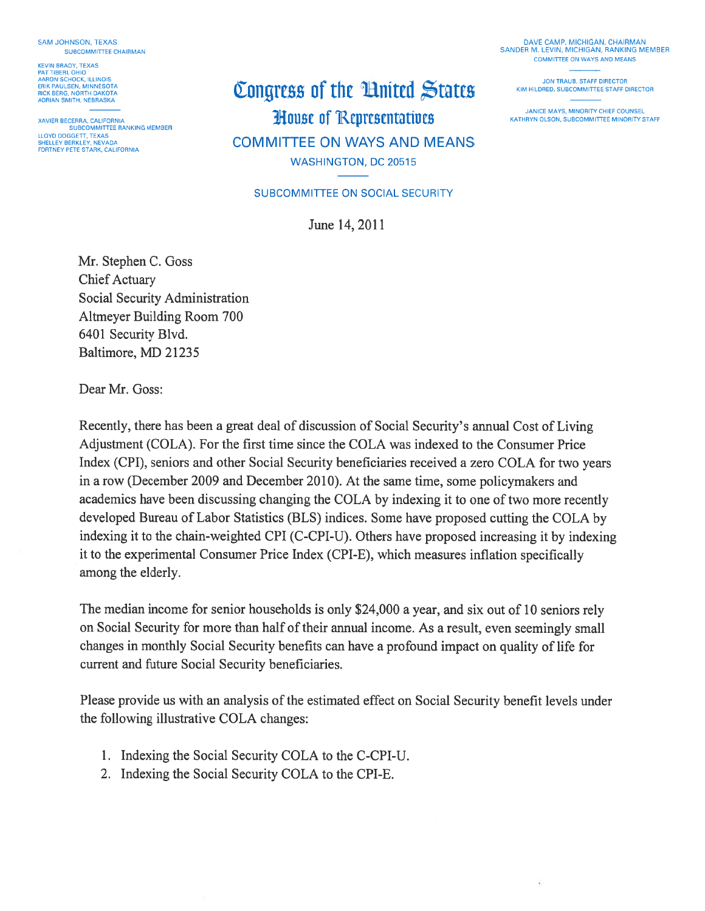SAM JOHNSON, TEXAS
SUBCOMMITTEE CHAIRMAN

KEVIN BRADY, TEXAS
PAT TIBERI, OHIO
AARON SCHOCK, ILLINOIS
ERIK PAULSEN, MINNESOTA
RICK BERG, NORTH DAKOTA
ADRIAN SMITH, NEBRASKA

XAVIER BECERRA, CALIFORNIA
SUBCOMMITTEE RANKING MEMBER
LLOYD DOGGETT, TEXAS
SHELLEY BERKLEY, NEVADA
FORTNEY PETE STARK, CALIFORNIA

# Congress of the United States

## House of Representatives

## COMMITTEE ON WAYS AND MEANS

WASHINGTON, DC 20515

SUBCOMMITTEE ON SOCIAL SECURITY

DAVE CAMP, MICHIGAN, CHAIRMAN
SANDER M. LEVIN, MICHIGAN, RANKING MEMBER
COMMITTEE ON WAYS AND MEANS

JON TRAUB, STAFF DIRECTOR
KIM HILDRED, SUBCOMMITTEE STAFF DIRECTOR

JANICE MAYS, MINORITY CHIEF COUNSEL
KATHRYN OLSON, SUBCOMMITTEE MINORITY STAFF

June 14, 2011

Mr. Stephen C. Goss
Chief Actuary
Social Security Administration
Altmeyer Building Room 700
6401 Security Blvd.
Baltimore, MD 21235

Dear Mr. Goss:

Recently, there has been a great deal of discussion of Social Security's annual Cost of Living Adjustment (COLA). For the first time since the COLA was indexed to the Consumer Price Index (CPI), seniors and other Social Security beneficiaries received a zero COLA for two years in a row (December 2009 and December 2010). At the same time, some policymakers and academics have been discussing changing the COLA by indexing it to one of two more recently developed Bureau of Labor Statistics (BLS) indices. Some have proposed cutting the COLA by indexing it to the chain-weighted CPI (C-CPI-U). Others have proposed increasing it by indexing it to the experimental Consumer Price Index (CPI-E), which measures inflation specifically among the elderly.

The median income for senior households is only $24,000 a year, and six out of 10 seniors rely on Social Security for more than half of their annual income. As a result, even seemingly small changes in monthly Social Security benefits can have a profound impact on quality of life for current and future Social Security beneficiaries.

Please provide us with an analysis of the estimated effect on Social Security benefit levels under the following illustrative COLA changes:

1. Indexing the Social Security COLA to the C-CPI-U.
2. Indexing the Social Security COLA to the CPI-E.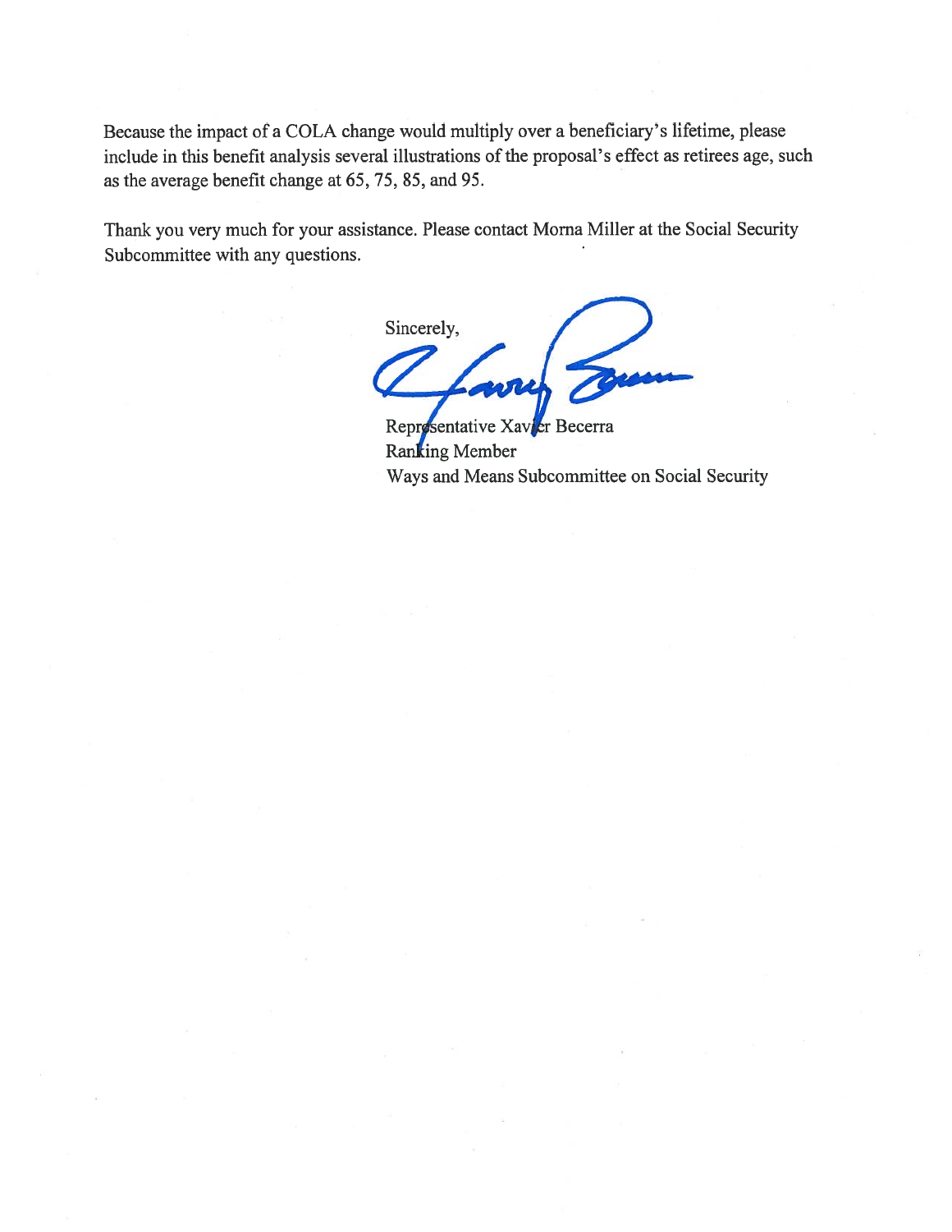Because the impact of a COLA change would multiply over a beneficiary's lifetime, please include in this benefit analysis several illustrations of the proposal's effect as retirees age, such as the average benefit change at 65, 75, 85, and 95.

Thank you very much for your assistance. Please contact Morna Miller at the Social Security Subcommittee with any questions.

Sincerely,

Representative Xavier Becerra
Ranking Member
Ways and Means Subcommittee on Social Security